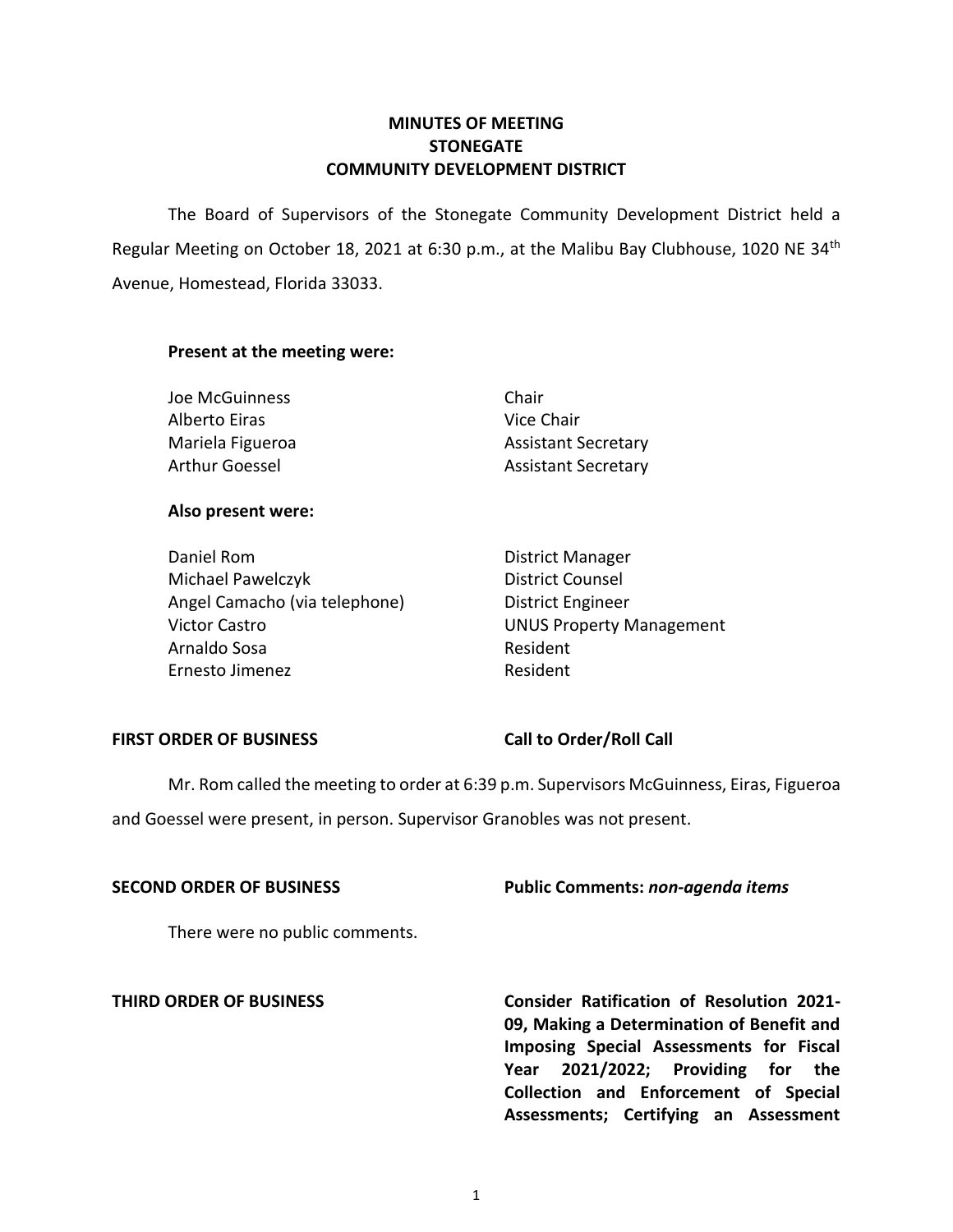# MINUTES OF MEETING
# STONEGATE
# COMMUNITY DEVELOPMENT DISTRICT

The Board of Supervisors of the Stonegate Community Development District held a Regular Meeting on October 18, 2021 at 6:30 p.m., at the Malibu Bay Clubhouse, 1020 NE 34th Avenue, Homestead, Florida 33033.

**Present at the meeting were:**

| | |
|---|---|
| Joe McGuinness | Chair |
| Alberto Eiras | Vice Chair |
| Mariela Figueroa | Assistant Secretary |
| Arthur Goessel | Assistant Secretary |

**Also present were:**

| | |
|---|---|
| Daniel Rom | District Manager |
| Michael Pawelczyk | District Counsel |
| Angel Camacho (via telephone) | District Engineer |
| Victor Castro | UNUS Property Management |
| Arnaldo Sosa | Resident |
| Ernesto Jimenez | Resident |

**FIRST ORDER OF BUSINESS** **Call to Order/Roll Call**

Mr. Rom called the meeting to order at 6:39 p.m. Supervisors McGuinness, Eiras, Figueroa and Goessel were present, in person. Supervisor Granobles was not present.

**SECOND ORDER OF BUSINESS** **Public Comments: *non-agenda items***

There were no public comments.

**THIRD ORDER OF BUSINESS** **Consider Ratification of Resolution 2021-09, Making a Determination of Benefit and Imposing Special Assessments for Fiscal Year 2021/2022; Providing for the Collection and Enforcement of Special Assessments; Certifying an Assessment**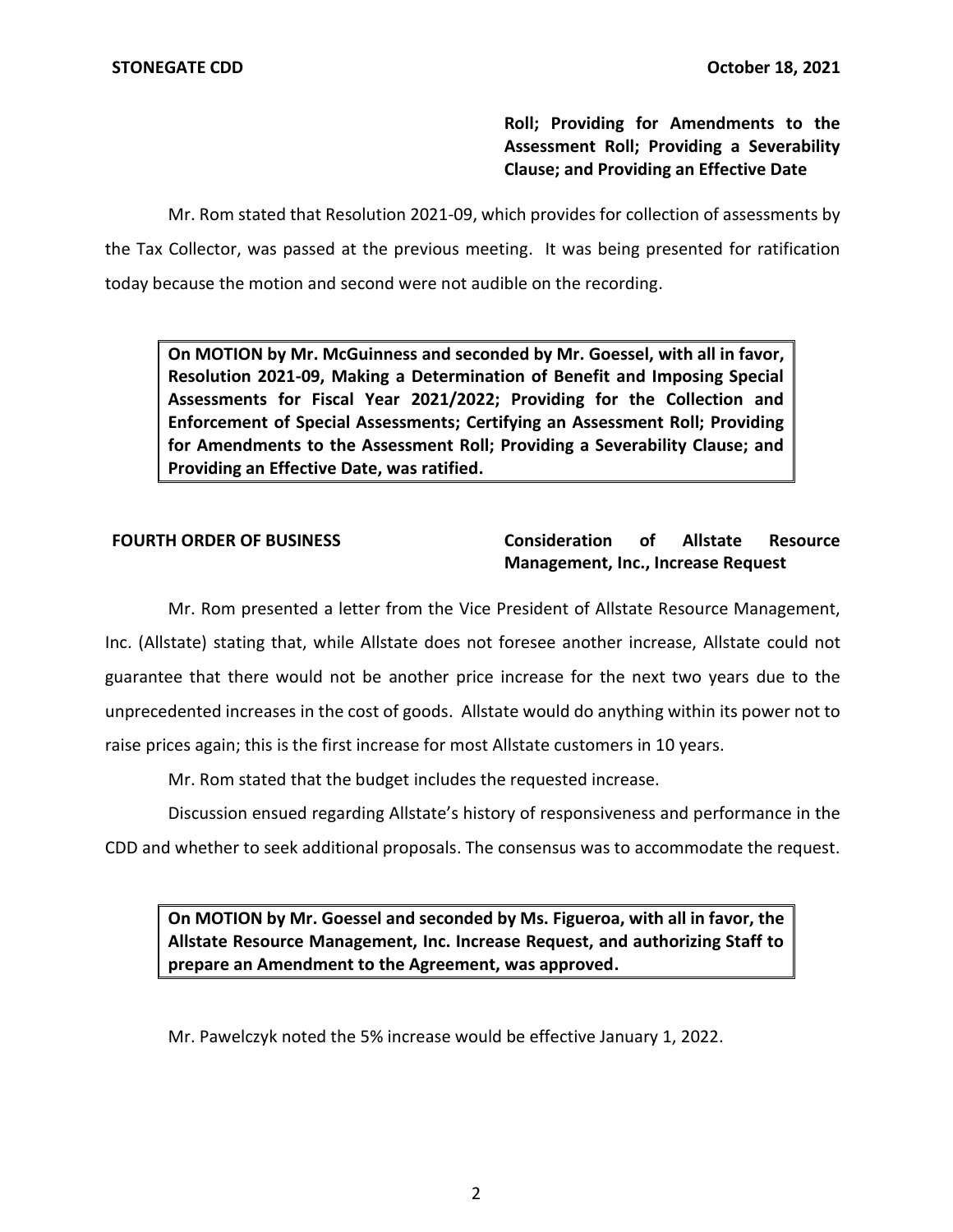**Roll; Providing for Amendments to the Assessment Roll; Providing a Severability Clause; and Providing an Effective Date**

Mr. Rom stated that Resolution 2021-09, which provides for collection of assessments by the Tax Collector, was passed at the previous meeting. It was being presented for ratification today because the motion and second were not audible on the recording.

> **On MOTION by Mr. McGuinness and seconded by Mr. Goessel, with all in favor, Resolution 2021-09, Making a Determination of Benefit and Imposing Special Assessments for Fiscal Year 2021/2022; Providing for the Collection and Enforcement of Special Assessments; Certifying an Assessment Roll; Providing for Amendments to the Assessment Roll; Providing a Severability Clause; and Providing an Effective Date, was ratified.**

**FOURTH ORDER OF BUSINESS** — **Consideration of Allstate Resource Management, Inc., Increase Request**

Mr. Rom presented a letter from the Vice President of Allstate Resource Management, Inc. (Allstate) stating that, while Allstate does not foresee another increase, Allstate could not guarantee that there would not be another price increase for the next two years due to the unprecedented increases in the cost of goods. Allstate would do anything within its power not to raise prices again; this is the first increase for most Allstate customers in 10 years.

Mr. Rom stated that the budget includes the requested increase.

Discussion ensued regarding Allstate's history of responsiveness and performance in the CDD and whether to seek additional proposals. The consensus was to accommodate the request.

> **On MOTION by Mr. Goessel and seconded by Ms. Figueroa, with all in favor, the Allstate Resource Management, Inc. Increase Request, and authorizing Staff to prepare an Amendment to the Agreement, was approved.**

Mr. Pawelczyk noted the 5% increase would be effective January 1, 2022.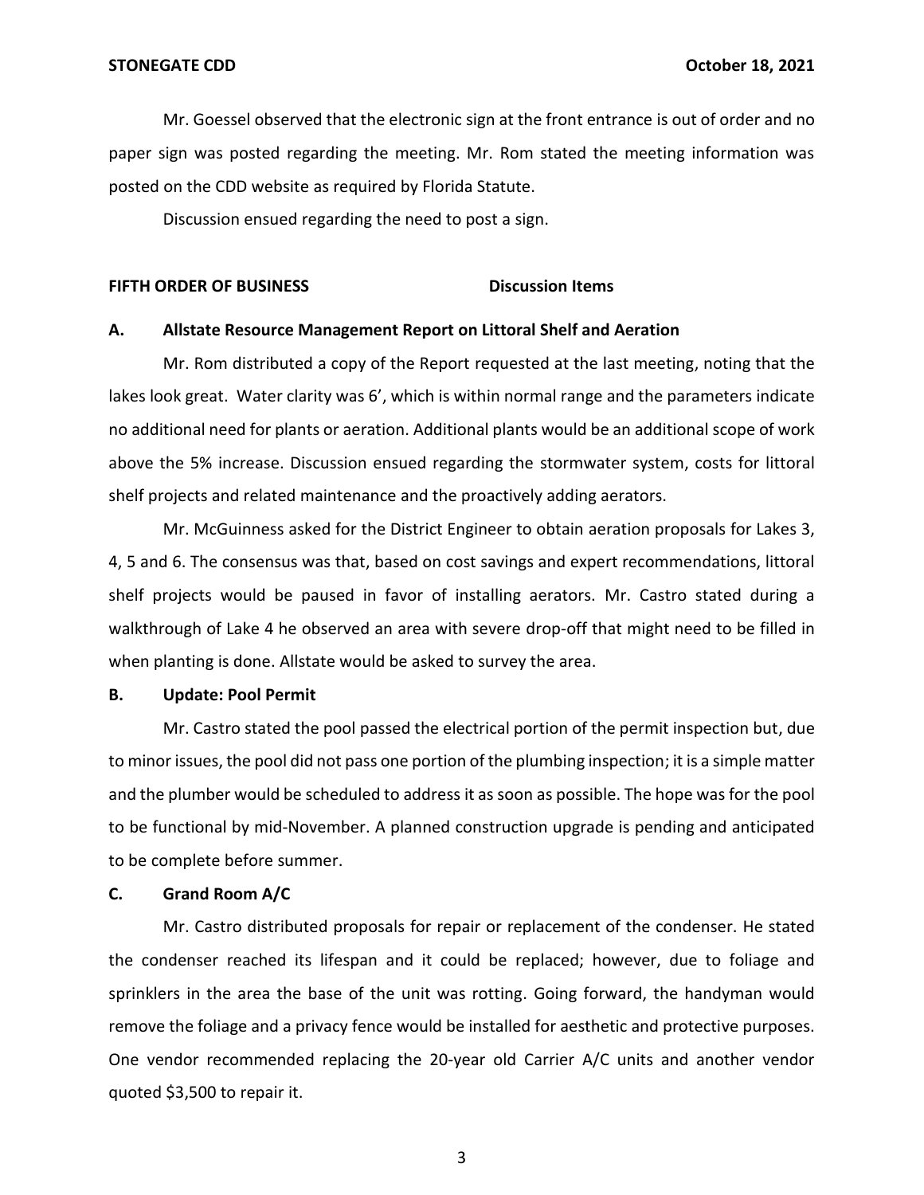Mr. Goessel observed that the electronic sign at the front entrance is out of order and no paper sign was posted regarding the meeting. Mr. Rom stated the meeting information was posted on the CDD website as required by Florida Statute.

Discussion ensued regarding the need to post a sign.

**FIFTH ORDER OF BUSINESS** **Discussion Items**

**A. Allstate Resource Management Report on Littoral Shelf and Aeration**

Mr. Rom distributed a copy of the Report requested at the last meeting, noting that the lakes look great. Water clarity was 6', which is within normal range and the parameters indicate no additional need for plants or aeration. Additional plants would be an additional scope of work above the 5% increase. Discussion ensued regarding the stormwater system, costs for littoral shelf projects and related maintenance and the proactively adding aerators.

Mr. McGuinness asked for the District Engineer to obtain aeration proposals for Lakes 3, 4, 5 and 6. The consensus was that, based on cost savings and expert recommendations, littoral shelf projects would be paused in favor of installing aerators. Mr. Castro stated during a walkthrough of Lake 4 he observed an area with severe drop-off that might need to be filled in when planting is done. Allstate would be asked to survey the area.

**B. Update: Pool Permit**

Mr. Castro stated the pool passed the electrical portion of the permit inspection but, due to minor issues, the pool did not pass one portion of the plumbing inspection; it is a simple matter and the plumber would be scheduled to address it as soon as possible. The hope was for the pool to be functional by mid-November. A planned construction upgrade is pending and anticipated to be complete before summer.

**C. Grand Room A/C**

Mr. Castro distributed proposals for repair or replacement of the condenser. He stated the condenser reached its lifespan and it could be replaced; however, due to foliage and sprinklers in the area the base of the unit was rotting. Going forward, the handyman would remove the foliage and a privacy fence would be installed for aesthetic and protective purposes. One vendor recommended replacing the 20-year old Carrier A/C units and another vendor quoted $3,500 to repair it.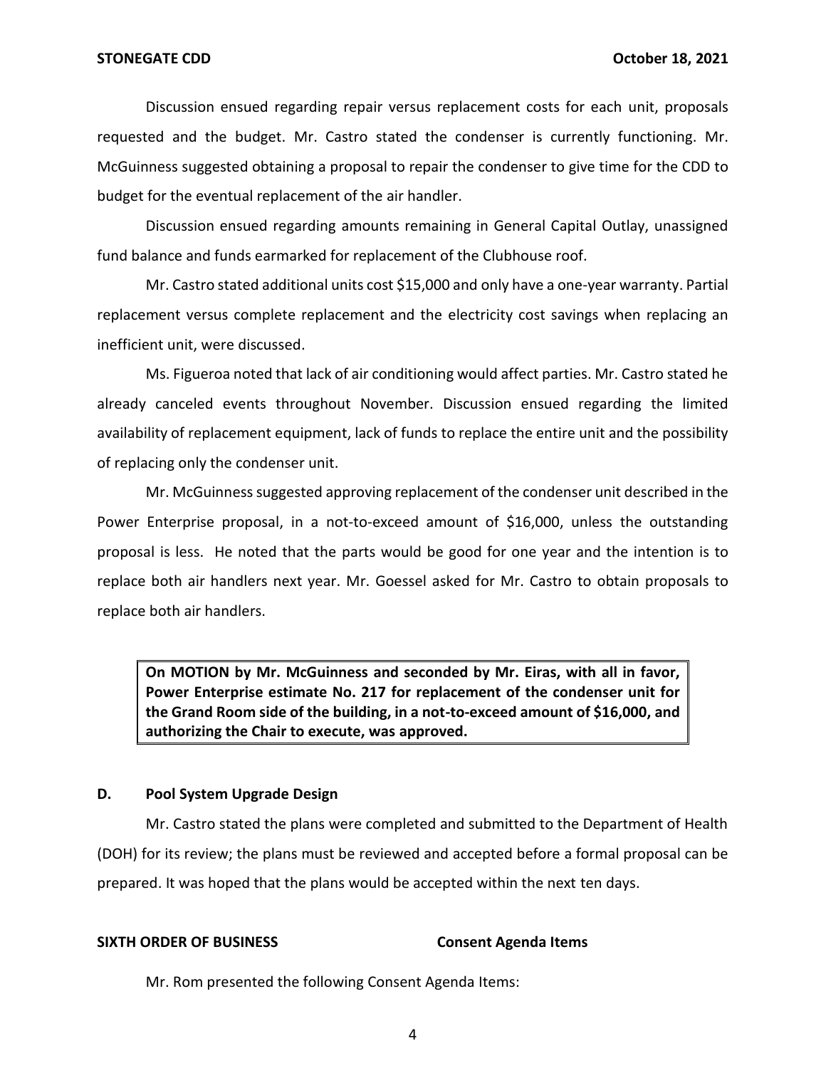Discussion ensued regarding repair versus replacement costs for each unit, proposals requested and the budget. Mr. Castro stated the condenser is currently functioning. Mr. McGuinness suggested obtaining a proposal to repair the condenser to give time for the CDD to budget for the eventual replacement of the air handler.

Discussion ensued regarding amounts remaining in General Capital Outlay, unassigned fund balance and funds earmarked for replacement of the Clubhouse roof.

Mr. Castro stated additional units cost $15,000 and only have a one-year warranty. Partial replacement versus complete replacement and the electricity cost savings when replacing an inefficient unit, were discussed.

Ms. Figueroa noted that lack of air conditioning would affect parties. Mr. Castro stated he already canceled events throughout November. Discussion ensued regarding the limited availability of replacement equipment, lack of funds to replace the entire unit and the possibility of replacing only the condenser unit.

Mr. McGuinness suggested approving replacement of the condenser unit described in the Power Enterprise proposal, in a not-to-exceed amount of $16,000, unless the outstanding proposal is less. He noted that the parts would be good for one year and the intention is to replace both air handlers next year. Mr. Goessel asked for Mr. Castro to obtain proposals to replace both air handlers.

> **On MOTION by Mr. McGuinness and seconded by Mr. Eiras, with all in favor, Power Enterprise estimate No. 217 for replacement of the condenser unit for the Grand Room side of the building, in a not-to-exceed amount of $16,000, and authorizing the Chair to execute, was approved.**

### D. Pool System Upgrade Design

Mr. Castro stated the plans were completed and submitted to the Department of Health (DOH) for its review; the plans must be reviewed and accepted before a formal proposal can be prepared. It was hoped that the plans would be accepted within the next ten days.

## SIXTH ORDER OF BUSINESS — Consent Agenda Items

Mr. Rom presented the following Consent Agenda Items: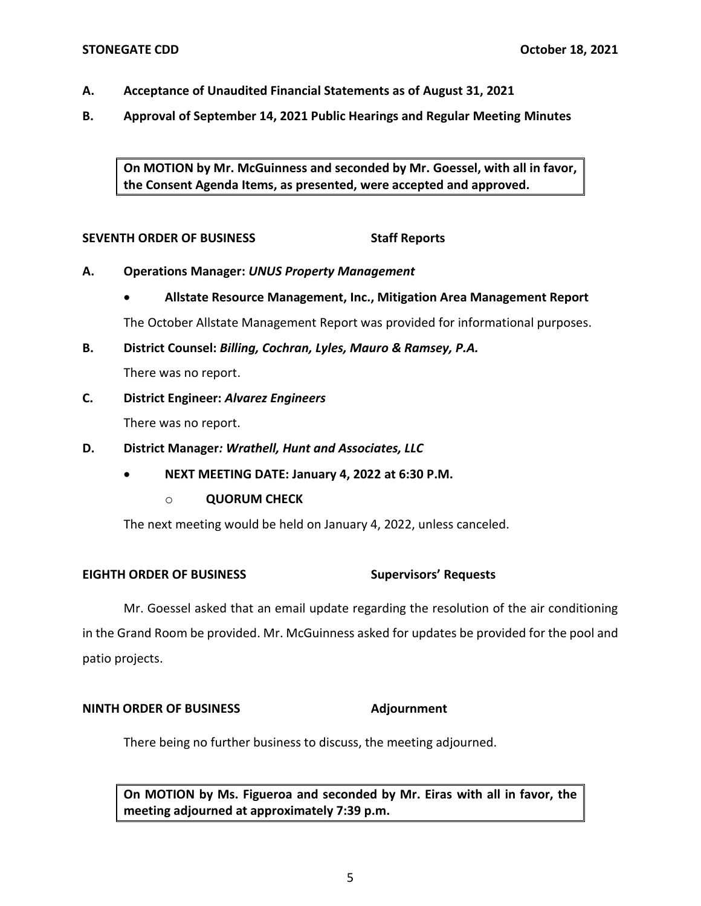**A. Acceptance of Unaudited Financial Statements as of August 31, 2021**

**B. Approval of September 14, 2021 Public Hearings and Regular Meeting Minutes**

> **On MOTION by Mr. McGuinness and seconded by Mr. Goessel, with all in favor, the Consent Agenda Items, as presented, were accepted and approved.**

**SEVENTH ORDER OF BUSINESS Staff Reports**

**A. Operations Manager:** ***UNUS Property Management***

- **Allstate Resource Management, Inc., Mitigation Area Management Report**

The October Allstate Management Report was provided for informational purposes.

**B. District Counsel:** ***Billing, Cochran, Lyles, Mauro & Ramsey, P.A.***

There was no report.

**C. District Engineer:** ***Alvarez Engineers***

There was no report.

**D. District Manager*****: Wrathell, Hunt and Associates, LLC***

- **NEXT MEETING DATE: January 4, 2022 at 6:30 P.M.**
  - **QUORUM CHECK**

The next meeting would be held on January 4, 2022, unless canceled.

**EIGHTH ORDER OF BUSINESS Supervisors' Requests**

Mr. Goessel asked that an email update regarding the resolution of the air conditioning in the Grand Room be provided. Mr. McGuinness asked for updates be provided for the pool and patio projects.

**NINTH ORDER OF BUSINESS Adjournment**

There being no further business to discuss, the meeting adjourned.

> **On MOTION by Ms. Figueroa and seconded by Mr. Eiras with all in favor, the meeting adjourned at approximately 7:39 p.m.**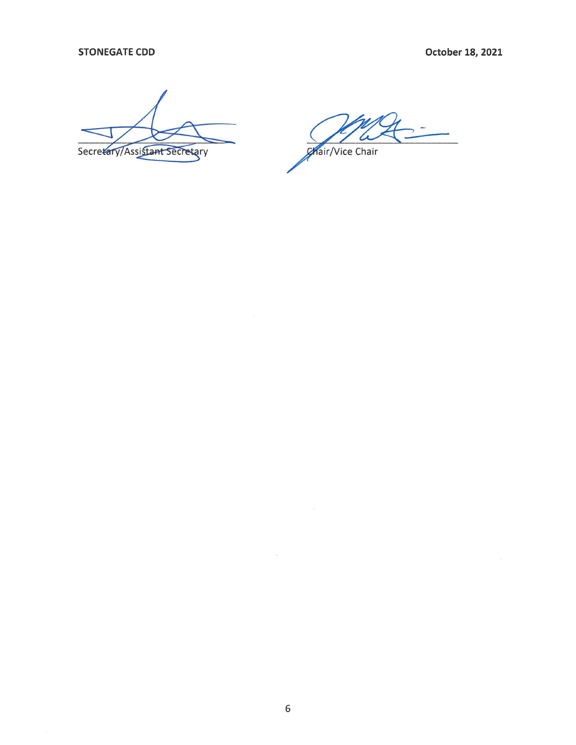**STONEGATE CDD** **October 18, 2021**

\_\_\_\_\_\_\_\_\_\_\_\_\_\_\_\_\_\_\_\_\_\_\_\_\_\_\_\_\_\_\_\_\_\_\_\_

Secretary/Assistant Secretary

\_\_\_\_\_\_\_\_\_\_\_\_\_\_\_\_\_\_\_\_\_\_\_\_\_\_\_\_\_\_\_\_\_\_\_\_

Chair/Vice Chair